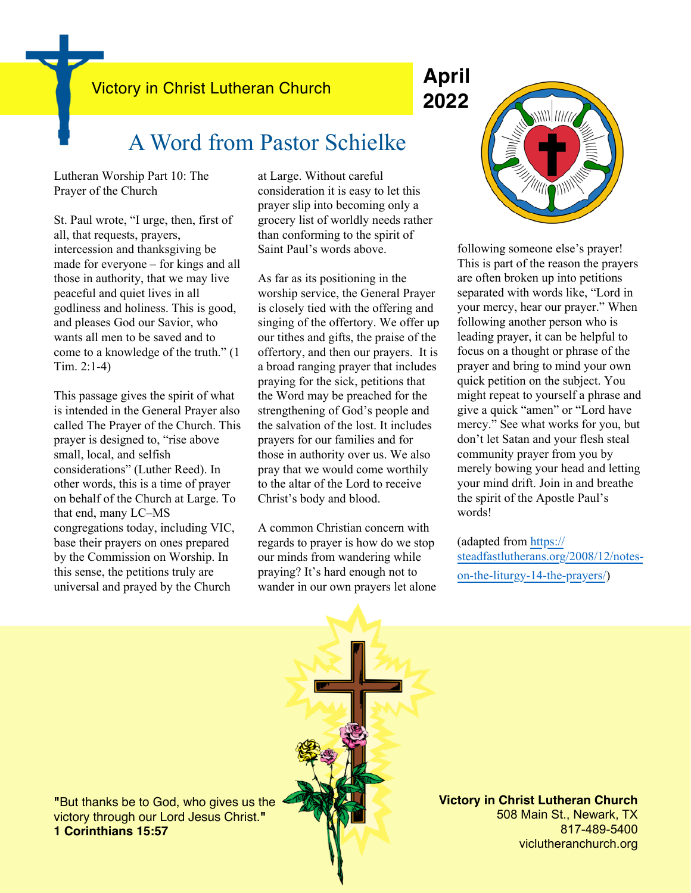Victory in Christ Lutheran Church

**April 2022**

# A Word from Pastor Schielke

Lutheran Worship Part 10: The Prayer of the Church

St. Paul wrote, "I urge, then, first of all, that requests, prayers, intercession and thanksgiving be made for everyone – for kings and all those in authority, that we may live peaceful and quiet lives in all godliness and holiness. This is good, and pleases God our Savior, who wants all men to be saved and to come to a knowledge of the truth." (1 Tim. 2:1-4)

This passage gives the spirit of what is intended in the General Prayer also called The Prayer of the Church. This prayer is designed to, "rise above small, local, and selfish considerations" (Luther Reed). In other words, this is a time of prayer on behalf of the Church at Large. To that end, many LC–MS congregations today, including VIC, base their prayers on ones prepared by the Commission on Worship. In this sense, the petitions truly are universal and prayed by the Church at Large. Without careful consideration it is easy to let this prayer slip into becoming only a grocery list of worldly needs rather than conforming to the spirit of Saint Paul's words above.

As far as its positioning in the worship service, the General Prayer is closely tied with the offering and singing of the offertory. We offer up our tithes and gifts, the praise of the offertory, and then our prayers. It is a broad ranging prayer that includes praying for the sick, petitions that the Word may be preached for the strengthening of God's people and the salvation of the lost. It includes prayers for our families and for those in authority over us. We also pray that we would come worthily to the altar of the Lord to receive Christ's body and blood.

A common Christian concern with regards to prayer is how do we stop our minds from wandering while praying? It's hard enough not to wander in our own prayers let alone following someone else's prayer! This is part of the reason the prayers are often broken up into petitions separated with words like, "Lord in your mercy, hear our prayer." When following another person who is leading prayer, it can be helpful to focus on a thought or phrase of the prayer and bring to mind your own quick petition on the subject. You might repeat to yourself a phrase and give a quick "amen" or "Lord have mercy." See what works for you, but don't let Satan and your flesh steal community prayer from you by merely bowing your head and letting your mind drift. Join in and breathe the spirit of the Apostle Paul's words!

(adapted from [https://steadfastlutherans.org/2008/12/notes-on-the-liturgy-14-the-prayers/](https://steadfastlutherans.org/2008/12/notes-on-the-liturgy-14-the-prayers/))

"But thanks be to God, who gives us the victory through our Lord Jesus Christ."
**1 Corinthians 15:57**

**Victory in Christ Lutheran Church**
508 Main St., Newark, TX
817-489-5400
viclutheranchurch.org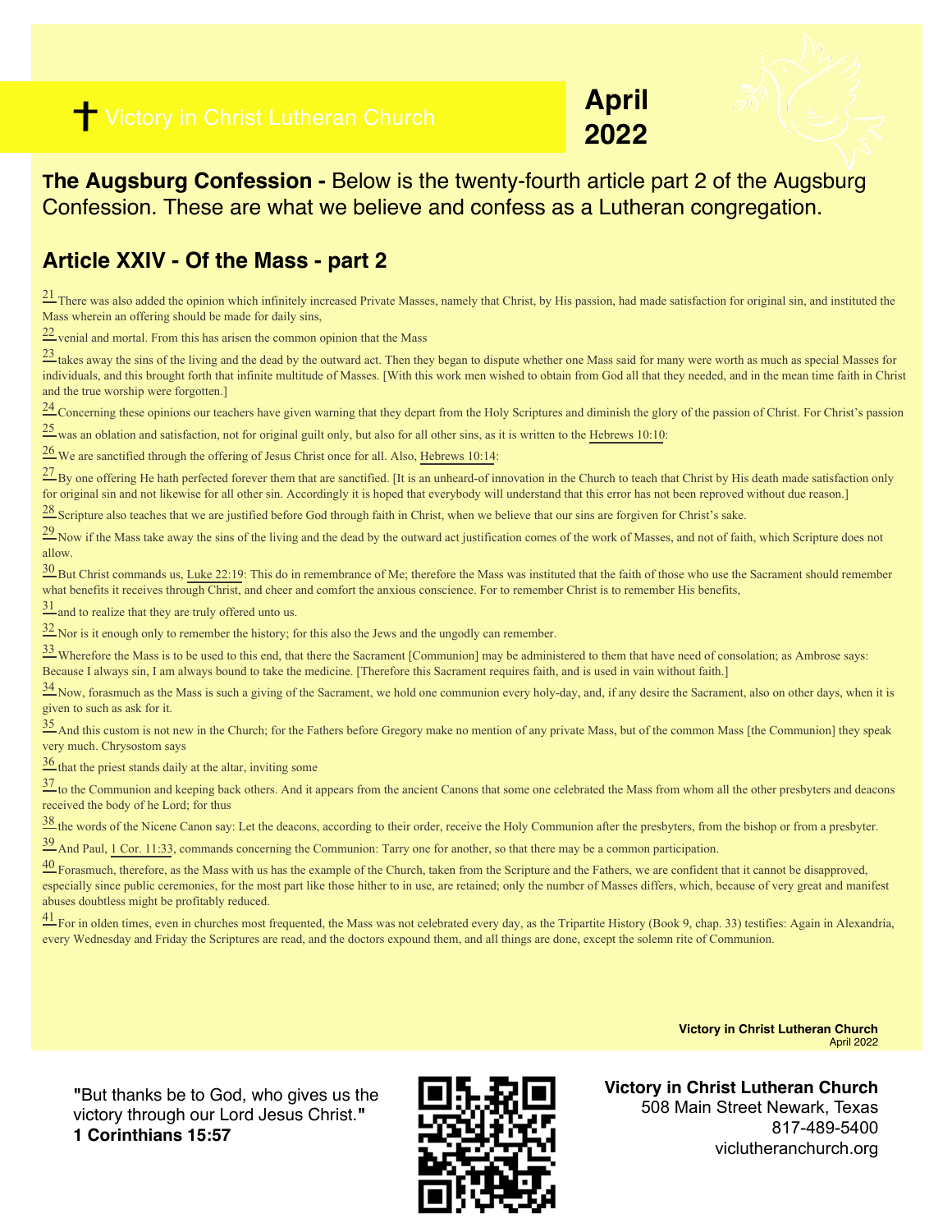# Victory in Christ Lutheran Church

**April 2022**

**The Augsburg Confession -** Below is the twenty-fourth article part 2 of the Augsburg Confession. These are what we believe and confess as a Lutheran congregation.

## Article XXIV - Of the Mass - part 2

21 There was also added the opinion which infinitely increased Private Masses, namely that Christ, by His passion, had made satisfaction for original sin, and instituted the Mass wherein an offering should be made for daily sins,

22 venial and mortal. From this has arisen the common opinion that the Mass

23 takes away the sins of the living and the dead by the outward act. Then they began to dispute whether one Mass said for many were worth as much as special Masses for individuals, and this brought forth that infinite multitude of Masses. [With this work men wished to obtain from God all that they needed, and in the mean time faith in Christ and the true worship were forgotten.]

24 Concerning these opinions our teachers have given warning that they depart from the Holy Scriptures and diminish the glory of the passion of Christ. For Christ's passion

25 was an oblation and satisfaction, not for original guilt only, but also for all other sins, as it is written to the Hebrews 10:10:

26 We are sanctified through the offering of Jesus Christ once for all. Also, Hebrews 10:14:

27 By one offering He hath perfected forever them that are sanctified. [It is an unheard-of innovation in the Church to teach that Christ by His death made satisfaction only for original sin and not likewise for all other sin. Accordingly it is hoped that everybody will understand that this error has not been reproved without due reason.]

28 Scripture also teaches that we are justified before God through faith in Christ, when we believe that our sins are forgiven for Christ's sake.

29 Now if the Mass take away the sins of the living and the dead by the outward act justification comes of the work of Masses, and not of faith, which Scripture does not allow.

30 But Christ commands us, Luke 22:19: This do in remembrance of Me; therefore the Mass was instituted that the faith of those who use the Sacrament should remember what benefits it receives through Christ, and cheer and comfort the anxious conscience. For to remember Christ is to remember His benefits,

31 and to realize that they are truly offered unto us.

32 Nor is it enough only to remember the history; for this also the Jews and the ungodly can remember.

33 Wherefore the Mass is to be used to this end, that there the Sacrament [Communion] may be administered to them that have need of consolation; as Ambrose says: Because I always sin, I am always bound to take the medicine. [Therefore this Sacrament requires faith, and is used in vain without faith.]

34 Now, forasmuch as the Mass is such a giving of the Sacrament, we hold one communion every holy-day, and, if any desire the Sacrament, also on other days, when it is given to such as ask for it.

35 And this custom is not new in the Church; for the Fathers before Gregory make no mention of any private Mass, but of the common Mass [the Communion] they speak very much. Chrysostom says

36 that the priest stands daily at the altar, inviting some

37 to the Communion and keeping back others. And it appears from the ancient Canons that some one celebrated the Mass from whom all the other presbyters and deacons received the body of he Lord; for thus

38 the words of the Nicene Canon say: Let the deacons, according to their order, receive the Holy Communion after the presbyters, from the bishop or from a presbyter.

39 And Paul, 1 Cor. 11:33, commands concerning the Communion: Tarry one for another, so that there may be a common participation.

40 Forasmuch, therefore, as the Mass with us has the example of the Church, taken from the Scripture and the Fathers, we are confident that it cannot be disapproved, especially since public ceremonies, for the most part like those hither to in use, are retained; only the number of Masses differs, which, because of very great and manifest abuses doubtless might be profitably reduced.

41 For in olden times, even in churches most frequented, the Mass was not celebrated every day, as the Tripartite History (Book 9, chap. 33) testifies: Again in Alexandria, every Wednesday and Friday the Scriptures are read, and the doctors expound them, and all things are done, except the solemn rite of Communion.

"But thanks be to God, who gives us the victory through our Lord Jesus Christ."
**1 Corinthians 15:57**

**Victory in Christ Lutheran Church**
508 Main Street Newark, Texas
817-489-5400
viclutheranchurch.org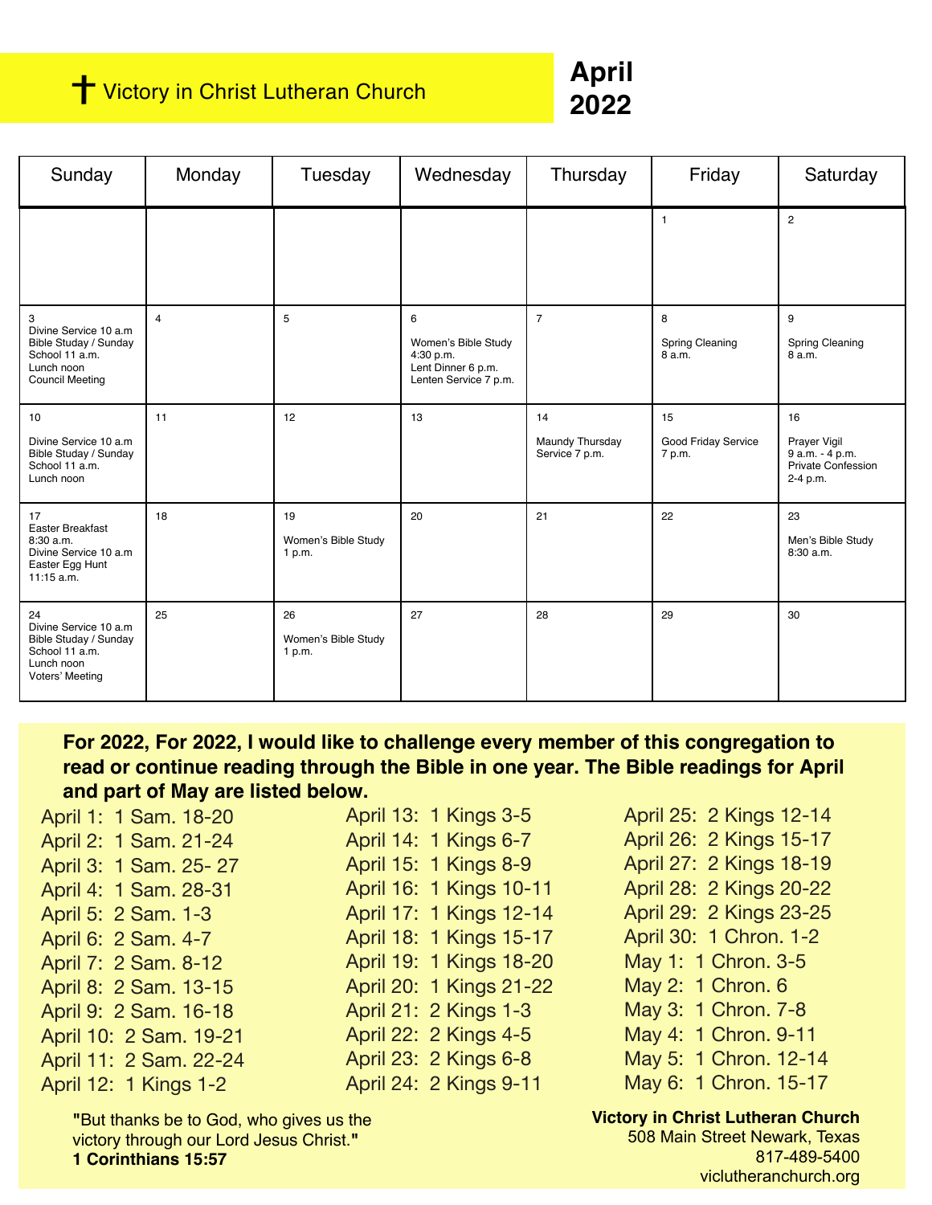# ✝ Victory in Christ Lutheran Church

# April 2022

| Sunday | Monday | Tuesday | Wednesday | Thursday | Friday | Saturday |
|---|---|---|---|---|---|---|
| | | | | | 1 | 2 |
| 3<br>Divine Service 10 a.m<br>Bible Studay / Sunday School 11 a.m.<br>Lunch noon<br>Council Meeting | 4 | 5 | 6<br>Women's Bible Study 4:30 p.m.<br>Lent Dinner 6 p.m.<br>Lenten Service 7 p.m. | 7 | 8<br>Spring Cleaning 8 a.m. | 9<br>Spring Cleaning 8 a.m. |
| 10<br>Divine Service 10 a.m<br>Bible Studay / Sunday School 11 a.m.<br>Lunch noon | 11 | 12 | 13 | 14<br>Maundy Thursday Service 7 p.m. | 15<br>Good Friday Service 7 p.m. | 16<br>Prayer Vigil 9 a.m. - 4 p.m.<br>Private Confession 2-4 p.m. |
| 17<br>Easter Breakfast 8:30 a.m.<br>Divine Service 10 a.m<br>Easter Egg Hunt 11:15 a.m. | 18 | 19<br>Women's Bible Study 1 p.m. | 20 | 21 | 22 | 23<br>Men's Bible Study 8:30 a.m. |
| 24<br>Divine Service 10 a.m<br>Bible Studay / Sunday School 11 a.m.<br>Lunch noon<br>Voters' Meeting | 25 | 26<br>Women's Bible Study 1 p.m. | 27 | 28 | 29 | 30 |

**For 2022, For 2022, I would like to challenge every member of this congregation to read or continue reading through the Bible in one year. The Bible readings for April and part of May are listed below.**

April 1: 1 Sam. 18-20
April 2: 1 Sam. 21-24
April 3: 1 Sam. 25- 27
April 4: 1 Sam. 28-31
April 5: 2 Sam. 1-3
April 6: 2 Sam. 4-7
April 7: 2 Sam. 8-12
April 8: 2 Sam. 13-15
April 9: 2 Sam. 16-18
April 10: 2 Sam. 19-21
April 11: 2 Sam. 22-24
April 12: 1 Kings 1-2
April 13: 1 Kings 3-5
April 14: 1 Kings 6-7
April 15: 1 Kings 8-9
April 16: 1 Kings 10-11
April 17: 1 Kings 12-14
April 18: 1 Kings 15-17
April 19: 1 Kings 18-20
April 20: 1 Kings 21-22
April 21: 2 Kings 1-3
April 22: 2 Kings 4-5
April 23: 2 Kings 6-8
April 24: 2 Kings 9-11
April 25: 2 Kings 12-14
April 26: 2 Kings 15-17
April 27: 2 Kings 18-19
April 28: 2 Kings 20-22
April 29: 2 Kings 23-25
April 30: 1 Chron. 1-2
May 1: 1 Chron. 3-5
May 2: 1 Chron. 6
May 3: 1 Chron. 7-8
May 4: 1 Chron. 9-11
May 5: 1 Chron. 12-14
May 6: 1 Chron. 15-17

"But thanks be to God, who gives us the victory through our Lord Jesus Christ."
**1 Corinthians 15:57**

**Victory in Christ Lutheran Church**
508 Main Street Newark, Texas
817-489-5400
viclutheranchurch.org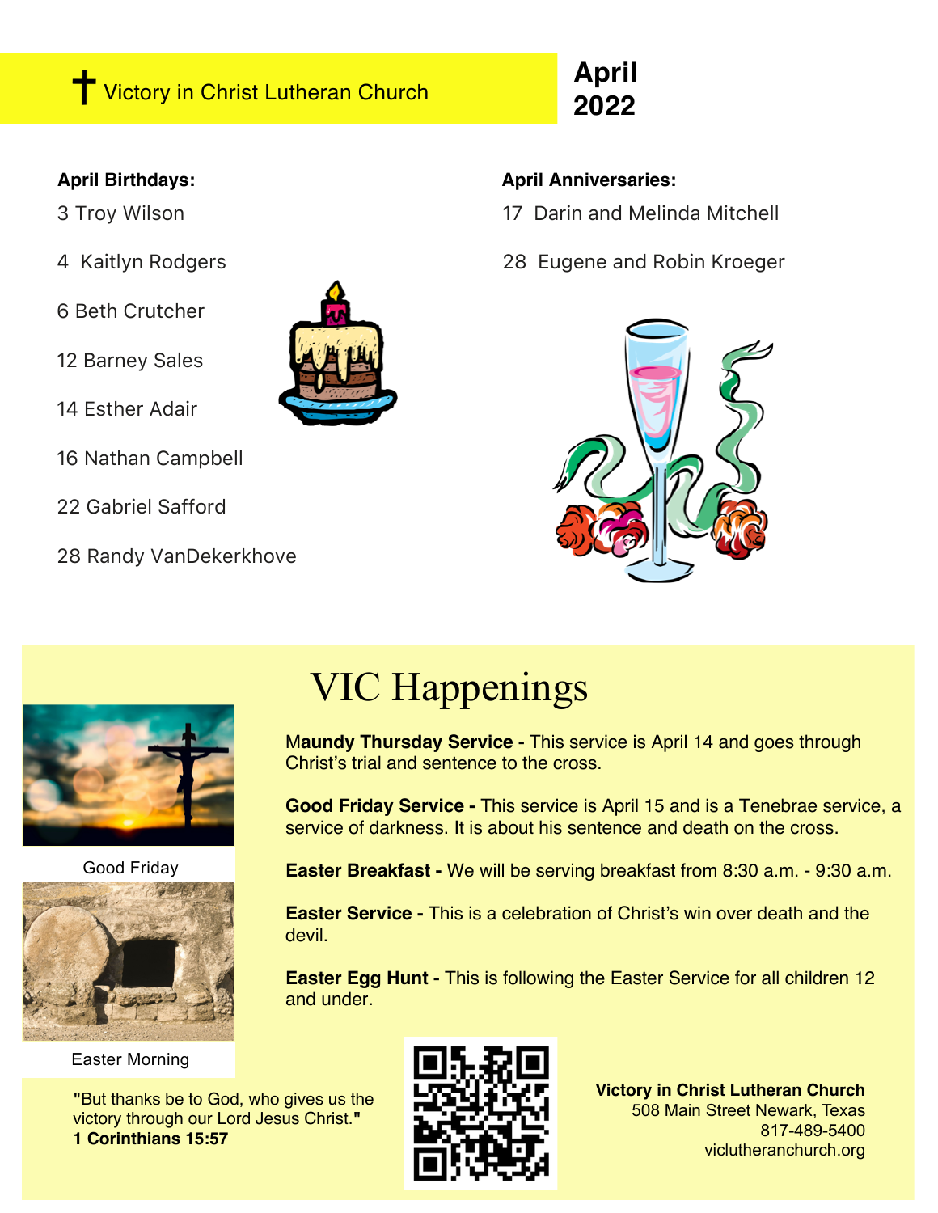# Victory in Christ Lutheran Church

## April 2022

**April Birthdays:**

3 Troy Wilson

4 Kaitlyn Rodgers

6 Beth Crutcher

12 Barney Sales

14 Esther Adair

16 Nathan Campbell

22 Gabriel Safford

28 Randy VanDekerkhove

**April Anniversaries:**

17 Darin and Melinda Mitchell

28 Eugene and Robin Kroeger

# VIC Happenings

Good Friday

Easter Morning

**Maundy Thursday Service -** This service is April 14 and goes through Christ's trial and sentence to the cross.

**Good Friday Service -** This service is April 15 and is a Tenebrae service, a service of darkness. It is about his sentence and death on the cross.

**Easter Breakfast -** We will be serving breakfast from 8:30 a.m. - 9:30 a.m.

**Easter Service -** This is a celebration of Christ's win over death and the devil.

**Easter Egg Hunt -** This is following the Easter Service for all children 12 and under.

**"**But thanks be to God, who gives us the victory through our Lord Jesus Christ.**"**
**1 Corinthians 15:57**

**Victory in Christ Lutheran Church**
508 Main Street Newark, Texas
817-489-5400
viclutheranchurch.org